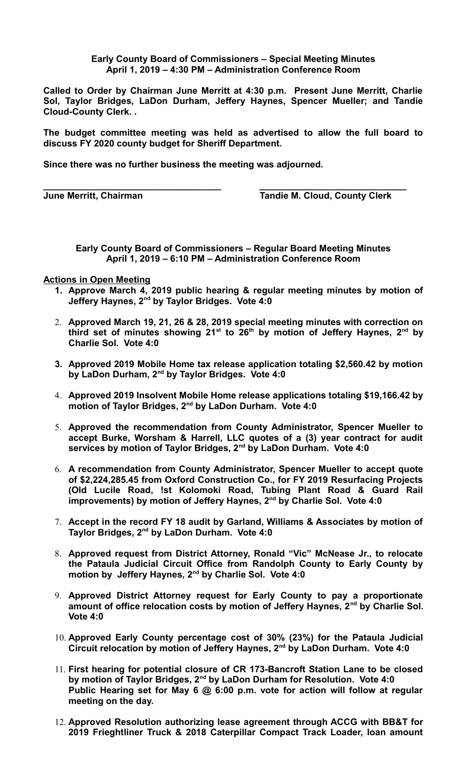**Early County Board of Commissioners – Special Meeting Minutes**
**April 1, 2019 – 4:30 PM – Administration Conference Room**

**Called to Order by Chairman June Merritt at 4:30 p.m. Present June Merritt, Charlie Sol, Taylor Bridges, LaDon Durham, Jeffery Haynes, Spencer Mueller; and Tandie Cloud-County Clerk. .**

**The budget committee meeting was held as advertised to allow the full board to discuss FY 2020 county budget for Sheriff Department.**

**Since there was no further business the meeting was adjourned.**

**\_\_\_\_\_\_\_\_\_\_\_\_\_\_\_\_\_\_\_\_\_\_\_\_\_\_\_\_\_\_\_\_\_\_\_ \_\_\_\_\_\_\_\_\_\_\_\_\_\_\_\_\_\_\_\_\_\_\_\_\_\_\_\_\_\_**
**June Merritt, Chairman Tandie M. Cloud, County Clerk**

**Early County Board of Commissioners – Regular Board Meeting Minutes**
**April 1, 2019 – 6:10 PM – Administration Conference Room**

**Actions in Open Meeting**

1. **Approve March 4, 2019 public hearing & regular meeting minutes by motion of Jeffery Haynes, 2nd by Taylor Bridges. Vote 4:0**
2. **Approved March 19, 21, 26 & 28, 2019 special meeting minutes with correction on third set of minutes showing 21st to 26th by motion of Jeffery Haynes, 2nd by Charlie Sol. Vote 4:0**
3. **Approved 2019 Mobile Home tax release application totaling $2,560.42 by motion by LaDon Durham, 2nd by Taylor Bridges. Vote 4:0**
4. **Approved 2019 Insolvent Mobile Home release applications totaling $19,166.42 by motion of Taylor Bridges, 2nd by LaDon Durham. Vote 4:0**
5. **Approved the recommendation from County Administrator, Spencer Mueller to accept Burke, Worsham & Harrell, LLC quotes of a (3) year contract for audit services by motion of Taylor Bridges, 2nd by LaDon Durham. Vote 4:0**
6. **A recommendation from County Administrator, Spencer Mueller to accept quote of $2,224,285.45 from Oxford Construction Co., for FY 2019 Resurfacing Projects (Old Lucile Road, !st Kolomoki Road, Tubing Plant Road & Guard Rail improvements) by motion of Jeffery Haynes, 2nd by Charlie Sol. Vote 4:0**
7. **Accept in the record FY 18 audit by Garland, Williams & Associates by motion of Taylor Bridges, 2nd by LaDon Durham. Vote 4:0**
8. **Approved request from District Attorney, Ronald "Vic" McNease Jr., to relocate the Pataula Judicial Circuit Office from Randolph County to Early County by motion by Jeffery Haynes, 2nd by Charlie Sol. Vote 4:0**
9. **Approved District Attorney request for Early County to pay a proportionate amount of office relocation costs by motion of Jeffery Haynes, 2nd by Charlie Sol. Vote 4:0**
10. **Approved Early County percentage cost of 30% (23%) for the Pataula Judicial Circuit relocation by motion of Jeffery Haynes, 2nd by LaDon Durham. Vote 4:0**
11. **First hearing for potential closure of CR 173-Bancroft Station Lane to be closed by motion of Taylor Bridges, 2nd by LaDon Durham for Resolution. Vote 4:0**
    **Public Hearing set for May 6 @ 6:00 p.m. vote for action will follow at regular meeting on the day.**
12. **Approved Resolution authorizing lease agreement through ACCG with BB&T for 2019 Frieghtliner Truck & 2018 Caterpillar Compact Track Loader, loan amount**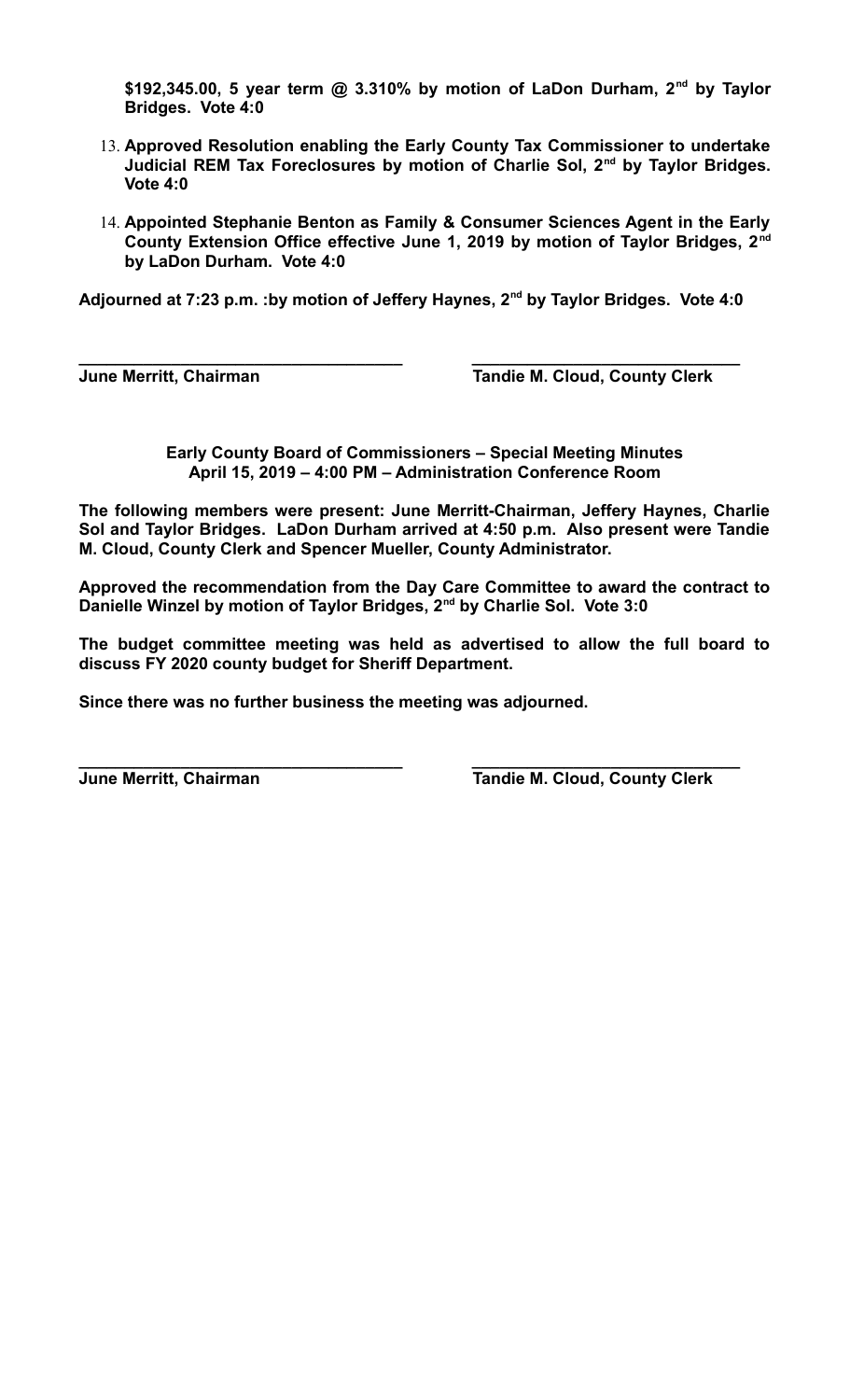**$192,345.00, 5 year term @ 3.310% by motion of LaDon Durham, 2nd by Taylor Bridges. Vote 4:0**

13. **Approved Resolution enabling the Early County Tax Commissioner to undertake Judicial REM Tax Foreclosures by motion of Charlie Sol, 2nd by Taylor Bridges. Vote 4:0**
14. **Appointed Stephanie Benton as Family & Consumer Sciences Agent in the Early County Extension Office effective June 1, 2019 by motion of Taylor Bridges, 2nd by LaDon Durham. Vote 4:0**

**Adjourned at 7:23 p.m. :by motion of Jeffery Haynes, 2nd by Taylor Bridges. Vote 4:0**

**\_\_\_\_\_\_\_\_\_\_\_\_\_\_\_\_\_\_\_\_\_\_\_\_\_\_\_\_\_\_\_\_\_\_\_\_ \_\_\_\_\_\_\_\_\_\_\_\_\_\_\_\_\_\_\_\_\_\_\_\_\_\_\_\_\_\_**
**June Merritt, Chairman Tandie M. Cloud, County Clerk**

**Early County Board of Commissioners – Special Meeting Minutes**
**April 15, 2019 – 4:00 PM – Administration Conference Room**

**The following members were present: June Merritt-Chairman, Jeffery Haynes, Charlie Sol and Taylor Bridges. LaDon Durham arrived at 4:50 p.m. Also present were Tandie M. Cloud, County Clerk and Spencer Mueller, County Administrator.**

**Approved the recommendation from the Day Care Committee to award the contract to Danielle Winzel by motion of Taylor Bridges, 2nd by Charlie Sol. Vote 3:0**

**The budget committee meeting was held as advertised to allow the full board to discuss FY 2020 county budget for Sheriff Department.**

**Since there was no further business the meeting was adjourned.**

**\_\_\_\_\_\_\_\_\_\_\_\_\_\_\_\_\_\_\_\_\_\_\_\_\_\_\_\_\_\_\_\_\_\_\_\_ \_\_\_\_\_\_\_\_\_\_\_\_\_\_\_\_\_\_\_\_\_\_\_\_\_\_\_\_\_\_**
**June Merritt, Chairman Tandie M. Cloud, County Clerk**